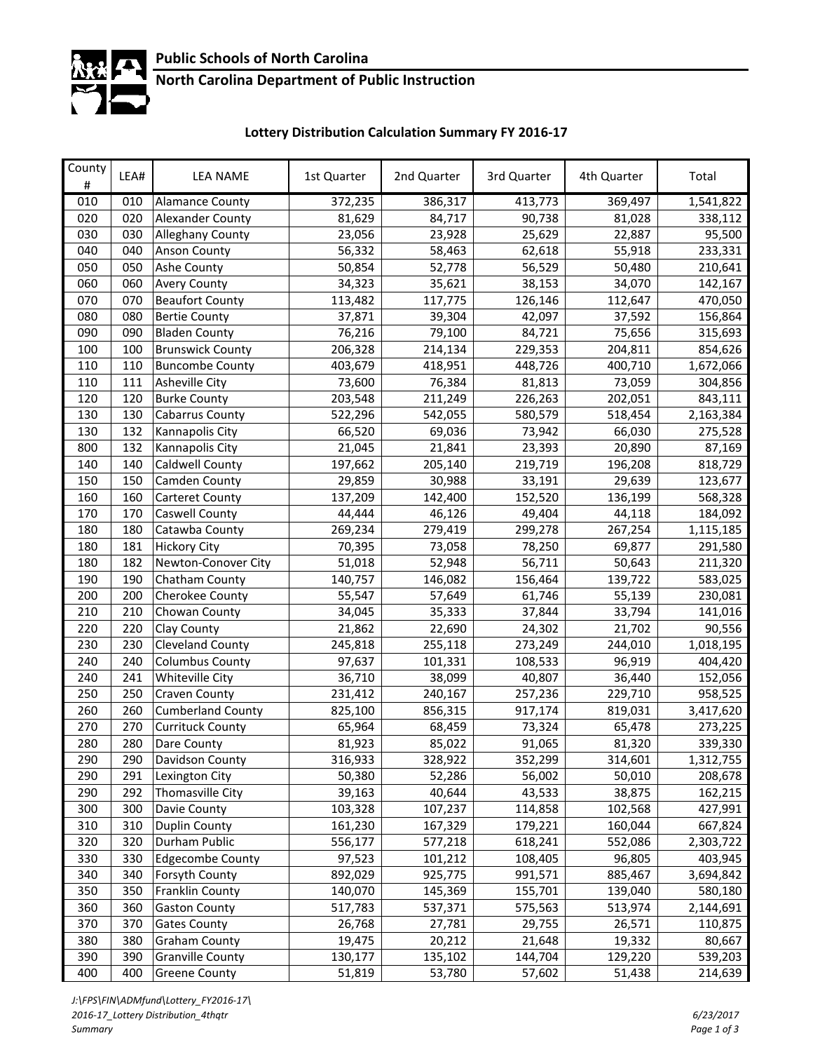**Public Schools of North Carolina**

**North Carolina Department of Public Instruction**

## Lottery Distribution Calculation Summary FY 2016-17

| County # | LEA# | LEA NAME | 1st Quarter | 2nd Quarter | 3rd Quarter | 4th Quarter | Total |
|---|---|---|---|---|---|---|---|
| 010 | 010 | Alamance County | 372,235 | 386,317 | 413,773 | 369,497 | 1,541,822 |
| 020 | 020 | Alexander County | 81,629 | 84,717 | 90,738 | 81,028 | 338,112 |
| 030 | 030 | Alleghany County | 23,056 | 23,928 | 25,629 | 22,887 | 95,500 |
| 040 | 040 | Anson County | 56,332 | 58,463 | 62,618 | 55,918 | 233,331 |
| 050 | 050 | Ashe County | 50,854 | 52,778 | 56,529 | 50,480 | 210,641 |
| 060 | 060 | Avery County | 34,323 | 35,621 | 38,153 | 34,070 | 142,167 |
| 070 | 070 | Beaufort County | 113,482 | 117,775 | 126,146 | 112,647 | 470,050 |
| 080 | 080 | Bertie County | 37,871 | 39,304 | 42,097 | 37,592 | 156,864 |
| 090 | 090 | Bladen County | 76,216 | 79,100 | 84,721 | 75,656 | 315,693 |
| 100 | 100 | Brunswick County | 206,328 | 214,134 | 229,353 | 204,811 | 854,626 |
| 110 | 110 | Buncombe County | 403,679 | 418,951 | 448,726 | 400,710 | 1,672,066 |
| 110 | 111 | Asheville City | 73,600 | 76,384 | 81,813 | 73,059 | 304,856 |
| 120 | 120 | Burke County | 203,548 | 211,249 | 226,263 | 202,051 | 843,111 |
| 130 | 130 | Cabarrus County | 522,296 | 542,055 | 580,579 | 518,454 | 2,163,384 |
| 130 | 132 | Kannapolis City | 66,520 | 69,036 | 73,942 | 66,030 | 275,528 |
| 800 | 132 | Kannapolis City | 21,045 | 21,841 | 23,393 | 20,890 | 87,169 |
| 140 | 140 | Caldwell County | 197,662 | 205,140 | 219,719 | 196,208 | 818,729 |
| 150 | 150 | Camden County | 29,859 | 30,988 | 33,191 | 29,639 | 123,677 |
| 160 | 160 | Carteret County | 137,209 | 142,400 | 152,520 | 136,199 | 568,328 |
| 170 | 170 | Caswell County | 44,444 | 46,126 | 49,404 | 44,118 | 184,092 |
| 180 | 180 | Catawba County | 269,234 | 279,419 | 299,278 | 267,254 | 1,115,185 |
| 180 | 181 | Hickory City | 70,395 | 73,058 | 78,250 | 69,877 | 291,580 |
| 180 | 182 | Newton-Conover City | 51,018 | 52,948 | 56,711 | 50,643 | 211,320 |
| 190 | 190 | Chatham County | 140,757 | 146,082 | 156,464 | 139,722 | 583,025 |
| 200 | 200 | Cherokee County | 55,547 | 57,649 | 61,746 | 55,139 | 230,081 |
| 210 | 210 | Chowan County | 34,045 | 35,333 | 37,844 | 33,794 | 141,016 |
| 220 | 220 | Clay County | 21,862 | 22,690 | 24,302 | 21,702 | 90,556 |
| 230 | 230 | Cleveland County | 245,818 | 255,118 | 273,249 | 244,010 | 1,018,195 |
| 240 | 240 | Columbus County | 97,637 | 101,331 | 108,533 | 96,919 | 404,420 |
| 240 | 241 | Whiteville City | 36,710 | 38,099 | 40,807 | 36,440 | 152,056 |
| 250 | 250 | Craven County | 231,412 | 240,167 | 257,236 | 229,710 | 958,525 |
| 260 | 260 | Cumberland County | 825,100 | 856,315 | 917,174 | 819,031 | 3,417,620 |
| 270 | 270 | Currituck County | 65,964 | 68,459 | 73,324 | 65,478 | 273,225 |
| 280 | 280 | Dare County | 81,923 | 85,022 | 91,065 | 81,320 | 339,330 |
| 290 | 290 | Davidson County | 316,933 | 328,922 | 352,299 | 314,601 | 1,312,755 |
| 290 | 291 | Lexington City | 50,380 | 52,286 | 56,002 | 50,010 | 208,678 |
| 290 | 292 | Thomasville City | 39,163 | 40,644 | 43,533 | 38,875 | 162,215 |
| 300 | 300 | Davie County | 103,328 | 107,237 | 114,858 | 102,568 | 427,991 |
| 310 | 310 | Duplin County | 161,230 | 167,329 | 179,221 | 160,044 | 667,824 |
| 320 | 320 | Durham Public | 556,177 | 577,218 | 618,241 | 552,086 | 2,303,722 |
| 330 | 330 | Edgecombe County | 97,523 | 101,212 | 108,405 | 96,805 | 403,945 |
| 340 | 340 | Forsyth County | 892,029 | 925,775 | 991,571 | 885,467 | 3,694,842 |
| 350 | 350 | Franklin County | 140,070 | 145,369 | 155,701 | 139,040 | 580,180 |
| 360 | 360 | Gaston County | 517,783 | 537,371 | 575,563 | 513,974 | 2,144,691 |
| 370 | 370 | Gates County | 26,768 | 27,781 | 29,755 | 26,571 | 110,875 |
| 380 | 380 | Graham County | 19,475 | 20,212 | 21,648 | 19,332 | 80,667 |
| 390 | 390 | Granville County | 130,177 | 135,102 | 144,704 | 129,220 | 539,203 |
| 400 | 400 | Greene County | 51,819 | 53,780 | 57,602 | 51,438 | 214,639 |

*J:\FPS\FIN\ADMfund\Lottery_FY2016-17\2016-17_Lottery Distribution_4thqtr Summary*

*6/23/2017*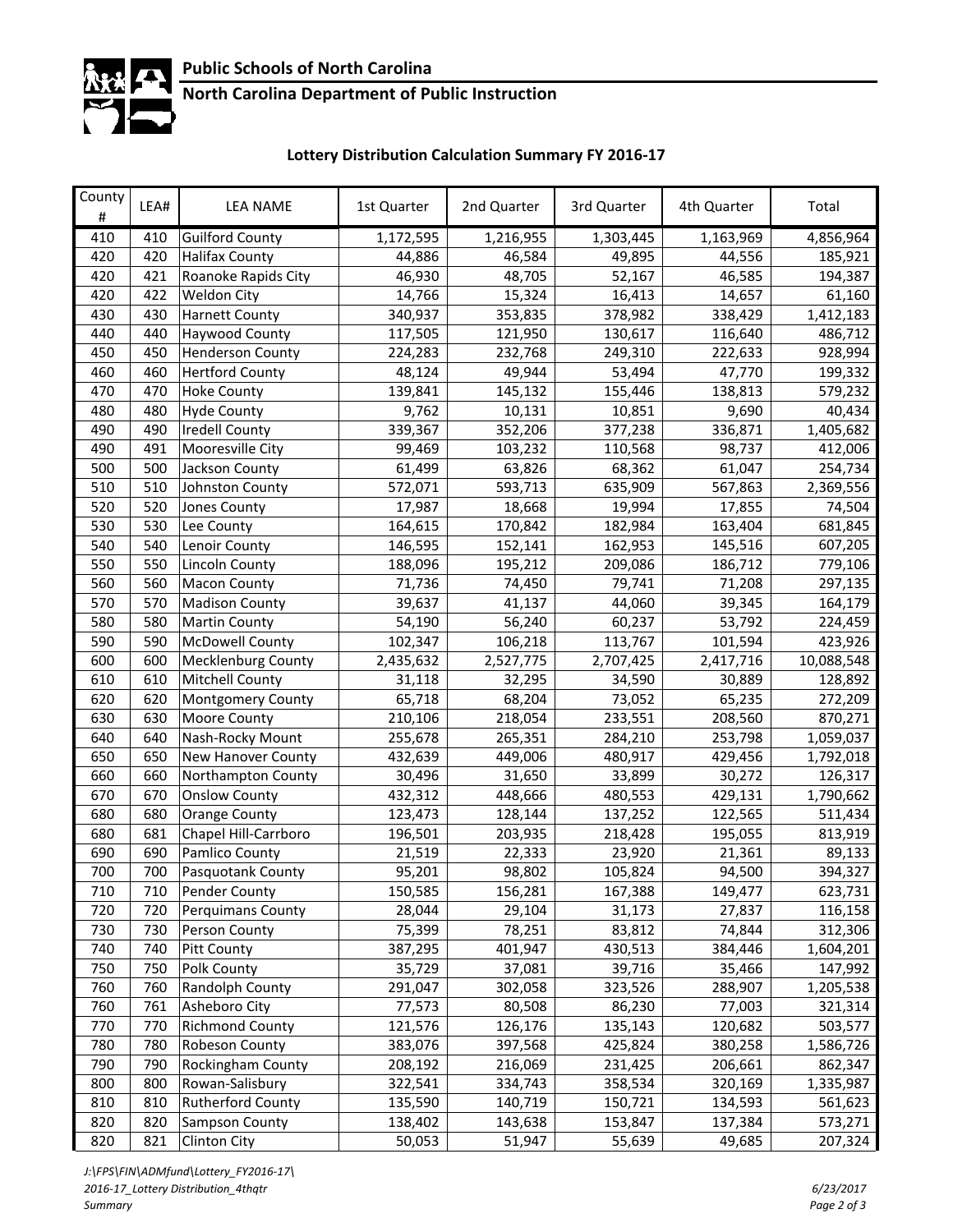**Public Schools of North Carolina**

**North Carolina Department of Public Instruction**

### Lottery Distribution Calculation Summary FY 2016-17

| County # | LEA# | LEA NAME | 1st Quarter | 2nd Quarter | 3rd Quarter | 4th Quarter | Total |
|---|---|---|---|---|---|---|---|
| 410 | 410 | Guilford County | 1,172,595 | 1,216,955 | 1,303,445 | 1,163,969 | 4,856,964 |
| 420 | 420 | Halifax County | 44,886 | 46,584 | 49,895 | 44,556 | 185,921 |
| 420 | 421 | Roanoke Rapids City | 46,930 | 48,705 | 52,167 | 46,585 | 194,387 |
| 420 | 422 | Weldon City | 14,766 | 15,324 | 16,413 | 14,657 | 61,160 |
| 430 | 430 | Harnett County | 340,937 | 353,835 | 378,982 | 338,429 | 1,412,183 |
| 440 | 440 | Haywood County | 117,505 | 121,950 | 130,617 | 116,640 | 486,712 |
| 450 | 450 | Henderson County | 224,283 | 232,768 | 249,310 | 222,633 | 928,994 |
| 460 | 460 | Hertford County | 48,124 | 49,944 | 53,494 | 47,770 | 199,332 |
| 470 | 470 | Hoke County | 139,841 | 145,132 | 155,446 | 138,813 | 579,232 |
| 480 | 480 | Hyde County | 9,762 | 10,131 | 10,851 | 9,690 | 40,434 |
| 490 | 490 | Iredell County | 339,367 | 352,206 | 377,238 | 336,871 | 1,405,682 |
| 490 | 491 | Mooresville City | 99,469 | 103,232 | 110,568 | 98,737 | 412,006 |
| 500 | 500 | Jackson County | 61,499 | 63,826 | 68,362 | 61,047 | 254,734 |
| 510 | 510 | Johnston County | 572,071 | 593,713 | 635,909 | 567,863 | 2,369,556 |
| 520 | 520 | Jones County | 17,987 | 18,668 | 19,994 | 17,855 | 74,504 |
| 530 | 530 | Lee County | 164,615 | 170,842 | 182,984 | 163,404 | 681,845 |
| 540 | 540 | Lenoir County | 146,595 | 152,141 | 162,953 | 145,516 | 607,205 |
| 550 | 550 | Lincoln County | 188,096 | 195,212 | 209,086 | 186,712 | 779,106 |
| 560 | 560 | Macon County | 71,736 | 74,450 | 79,741 | 71,208 | 297,135 |
| 570 | 570 | Madison County | 39,637 | 41,137 | 44,060 | 39,345 | 164,179 |
| 580 | 580 | Martin County | 54,190 | 56,240 | 60,237 | 53,792 | 224,459 |
| 590 | 590 | McDowell County | 102,347 | 106,218 | 113,767 | 101,594 | 423,926 |
| 600 | 600 | Mecklenburg County | 2,435,632 | 2,527,775 | 2,707,425 | 2,417,716 | 10,088,548 |
| 610 | 610 | Mitchell County | 31,118 | 32,295 | 34,590 | 30,889 | 128,892 |
| 620 | 620 | Montgomery County | 65,718 | 68,204 | 73,052 | 65,235 | 272,209 |
| 630 | 630 | Moore County | 210,106 | 218,054 | 233,551 | 208,560 | 870,271 |
| 640 | 640 | Nash-Rocky Mount | 255,678 | 265,351 | 284,210 | 253,798 | 1,059,037 |
| 650 | 650 | New Hanover County | 432,639 | 449,006 | 480,917 | 429,456 | 1,792,018 |
| 660 | 660 | Northampton County | 30,496 | 31,650 | 33,899 | 30,272 | 126,317 |
| 670 | 670 | Onslow County | 432,312 | 448,666 | 480,553 | 429,131 | 1,790,662 |
| 680 | 680 | Orange County | 123,473 | 128,144 | 137,252 | 122,565 | 511,434 |
| 680 | 681 | Chapel Hill-Carrboro | 196,501 | 203,935 | 218,428 | 195,055 | 813,919 |
| 690 | 690 | Pamlico County | 21,519 | 22,333 | 23,920 | 21,361 | 89,133 |
| 700 | 700 | Pasquotank County | 95,201 | 98,802 | 105,824 | 94,500 | 394,327 |
| 710 | 710 | Pender County | 150,585 | 156,281 | 167,388 | 149,477 | 623,731 |
| 720 | 720 | Perquimans County | 28,044 | 29,104 | 31,173 | 27,837 | 116,158 |
| 730 | 730 | Person County | 75,399 | 78,251 | 83,812 | 74,844 | 312,306 |
| 740 | 740 | Pitt County | 387,295 | 401,947 | 430,513 | 384,446 | 1,604,201 |
| 750 | 750 | Polk County | 35,729 | 37,081 | 39,716 | 35,466 | 147,992 |
| 760 | 760 | Randolph County | 291,047 | 302,058 | 323,526 | 288,907 | 1,205,538 |
| 760 | 761 | Asheboro City | 77,573 | 80,508 | 86,230 | 77,003 | 321,314 |
| 770 | 770 | Richmond County | 121,576 | 126,176 | 135,143 | 120,682 | 503,577 |
| 780 | 780 | Robeson County | 383,076 | 397,568 | 425,824 | 380,258 | 1,586,726 |
| 790 | 790 | Rockingham County | 208,192 | 216,069 | 231,425 | 206,661 | 862,347 |
| 800 | 800 | Rowan-Salisbury | 322,541 | 334,743 | 358,534 | 320,169 | 1,335,987 |
| 810 | 810 | Rutherford County | 135,590 | 140,719 | 150,721 | 134,593 | 561,623 |
| 820 | 820 | Sampson County | 138,402 | 143,638 | 153,847 | 137,384 | 573,271 |
| 820 | 821 | Clinton City | 50,053 | 51,947 | 55,639 | 49,685 | 207,324 |

*J:\FPS\FIN\ADMfund\Lottery_FY2016-17\ 2016-17_Lottery Distribution_4thqtr Summary*

*6/23/2017*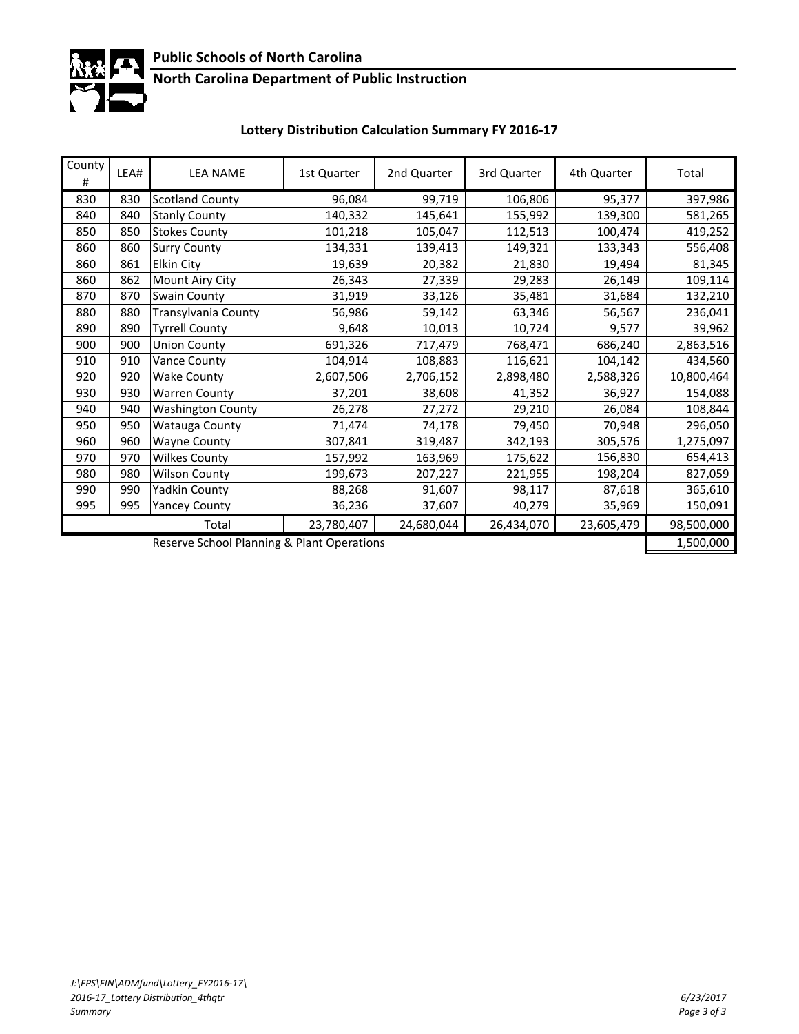**Public Schools of North Carolina**

**North Carolina Department of Public Instruction**

## Lottery Distribution Calculation Summary FY 2016-17

| County # | LEA# | LEA NAME | 1st Quarter | 2nd Quarter | 3rd Quarter | 4th Quarter | Total |
|---|---|---|---|---|---|---|---|
| 830 | 830 | Scotland County | 96,084 | 99,719 | 106,806 | 95,377 | 397,986 |
| 840 | 840 | Stanly County | 140,332 | 145,641 | 155,992 | 139,300 | 581,265 |
| 850 | 850 | Stokes County | 101,218 | 105,047 | 112,513 | 100,474 | 419,252 |
| 860 | 860 | Surry County | 134,331 | 139,413 | 149,321 | 133,343 | 556,408 |
| 860 | 861 | Elkin City | 19,639 | 20,382 | 21,830 | 19,494 | 81,345 |
| 860 | 862 | Mount Airy City | 26,343 | 27,339 | 29,283 | 26,149 | 109,114 |
| 870 | 870 | Swain County | 31,919 | 33,126 | 35,481 | 31,684 | 132,210 |
| 880 | 880 | Transylvania County | 56,986 | 59,142 | 63,346 | 56,567 | 236,041 |
| 890 | 890 | Tyrrell County | 9,648 | 10,013 | 10,724 | 9,577 | 39,962 |
| 900 | 900 | Union County | 691,326 | 717,479 | 768,471 | 686,240 | 2,863,516 |
| 910 | 910 | Vance County | 104,914 | 108,883 | 116,621 | 104,142 | 434,560 |
| 920 | 920 | Wake County | 2,607,506 | 2,706,152 | 2,898,480 | 2,588,326 | 10,800,464 |
| 930 | 930 | Warren County | 37,201 | 38,608 | 41,352 | 36,927 | 154,088 |
| 940 | 940 | Washington County | 26,278 | 27,272 | 29,210 | 26,084 | 108,844 |
| 950 | 950 | Watauga County | 71,474 | 74,178 | 79,450 | 70,948 | 296,050 |
| 960 | 960 | Wayne County | 307,841 | 319,487 | 342,193 | 305,576 | 1,275,097 |
| 970 | 970 | Wilkes County | 157,992 | 163,969 | 175,622 | 156,830 | 654,413 |
| 980 | 980 | Wilson County | 199,673 | 207,227 | 221,955 | 198,204 | 827,059 |
| 990 | 990 | Yadkin County | 88,268 | 91,607 | 98,117 | 87,618 | 365,610 |
| 995 | 995 | Yancey County | 36,236 | 37,607 | 40,279 | 35,969 | 150,091 |
| | | Total | 23,780,407 | 24,680,044 | 26,434,070 | 23,605,479 | 98,500,000 |
| | | Reserve School Planning & Plant Operations | | | | | 1,500,000 |

*J:\FPS\FIN\ADMfund\Lottery_FY2016-17\*
*2016-17_Lottery Distribution_4thqtr*
*Summary*

*6/23/2017*